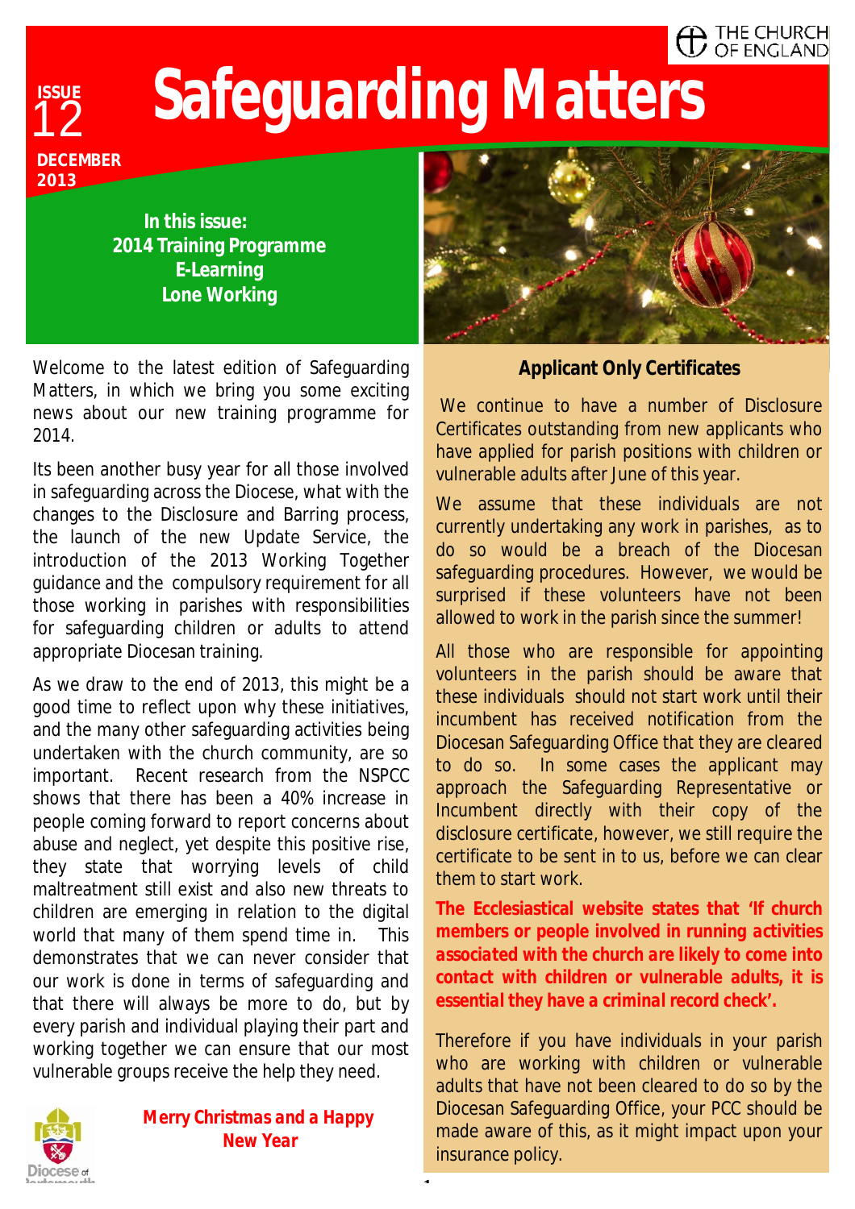THE CHURCH OF ENGLAND

ISSUE 12

# Safeguarding Matters

DECEMBER 2013

**In this issue:**
**2014 Training Programme**
**E-Learning**
**Lone Working**

Welcome to the latest edition of Safeguarding Matters, in which we bring you some exciting news about our new training programme for 2014.

Its been another busy year for all those involved in safeguarding across the Diocese, what with the changes to the Disclosure and Barring process, the launch of the new Update Service, the introduction of the 2013 Working Together guidance and the compulsory requirement for all those working in parishes with responsibilities for safeguarding children or adults to attend appropriate Diocesan training.

As we draw to the end of 2013, this might be a good time to reflect upon why these initiatives, and the many other safeguarding activities being undertaken with the church community, are so important. Recent research from the NSPCC shows that there has been a 40% increase in people coming forward to report concerns about abuse and neglect, yet despite this positive rise, they state that worrying levels of child maltreatment still exist and also new threats to children are emerging in relation to the digital world that many of them spend time in. This demonstrates that we can never consider that our work is done in terms of safeguarding and that there will always be more to do, but by every parish and individual playing their part and working together we can ensure that our most vulnerable groups receive the help they need.

**Merry Christmas and a Happy New Year**

## Applicant Only Certificates

We continue to have a number of Disclosure Certificates outstanding from new applicants who have applied for parish positions with children or vulnerable adults after June of this year.

We assume that these individuals are not currently undertaking any work in parishes, as to do so would be a breach of the Diocesan safeguarding procedures. However, we would be surprised if these volunteers have not been allowed to work in the parish since the summer!

All those who are responsible for appointing volunteers in the parish should be aware that these individuals should not start work until their incumbent has received notification from the Diocesan Safeguarding Office that they are cleared to do so. In some cases the applicant may approach the Safeguarding Representative or Incumbent directly with their copy of the disclosure certificate, however, we still require the certificate to be sent in to us, before we can clear them to start work.

**The Ecclesiastical website states that 'If church members or people involved in running activities associated with the church are likely to come into contact with children or vulnerable adults, it is essential they have a criminal record check'.**

Therefore if you have individuals in your parish who are working with children or vulnerable adults that have not been cleared to do so by the Diocesan Safeguarding Office, your PCC should be made aware of this, as it might impact upon your insurance policy.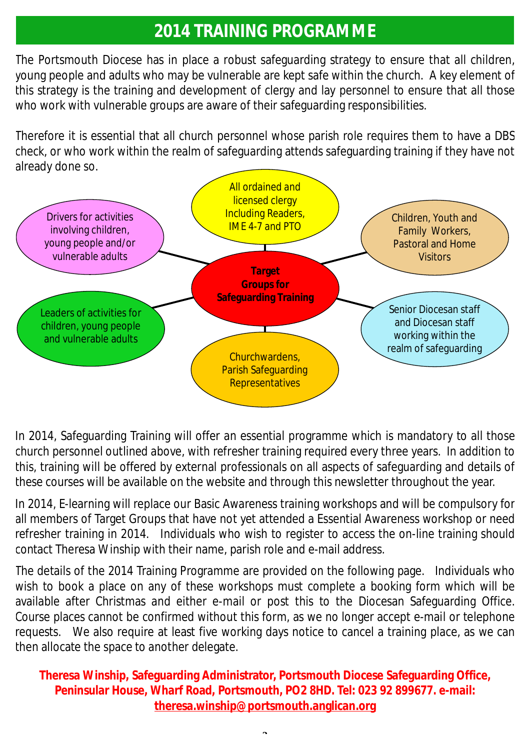## 2014 TRAINING PROGRAMME

The Portsmouth Diocese has in place a robust safeguarding strategy to ensure that all children, young people and adults who may be vulnerable are kept safe within the church. A key element of this strategy is the training and development of clergy and lay personnel to ensure that all those who work with vulnerable groups are aware of their safeguarding responsibilities.

Therefore it is essential that all church personnel whose parish role requires them to have a DBS check, or who work within the realm of safeguarding attends safeguarding training if they have not already done so.

**Target Groups for Safeguarding Training**

- All ordained and licensed clergy Including Readers, IME 4-7 and PTO
- Children, Youth and Family Workers, Pastoral and Home Visitors
- Senior Diocesan staff and Diocesan staff working within the realm of safeguarding
- Churchwardens, Parish Safeguarding Representatives
- Leaders of activities for children, young people and vulnerable adults
- Drivers for activities involving children, young people and/or vulnerable adults

In 2014, Safeguarding Training will offer an essential programme which is mandatory to all those church personnel outlined above, with refresher training required every three years. In addition to this, training will be offered by external professionals on all aspects of safeguarding and details of these courses will be available on the website and through this newsletter throughout the year.

In 2014, E-learning will replace our Basic Awareness training workshops and will be compulsory for all members of Target Groups that have not yet attended a Essential Awareness workshop or need refresher training in 2014. Individuals who wish to register to access the on-line training should contact Theresa Winship with their name, parish role and e-mail address.

The details of the 2014 Training Programme are provided on the following page. Individuals who wish to book a place on any of these workshops must complete a booking form which will be available after Christmas and either e-mail or post this to the Diocesan Safeguarding Office. Course places cannot be confirmed without this form, as we no longer accept e-mail or telephone requests. We also require at least five working days notice to cancel a training place, as we can then allocate the space to another delegate.

**Theresa Winship, Safeguarding Administrator, Portsmouth Diocese Safeguarding Office, Peninsular House, Wharf Road, Portsmouth, PO2 8HD. Tel: 023 92 899677. e-mail: theresa.winship@portsmouth.anglican.org**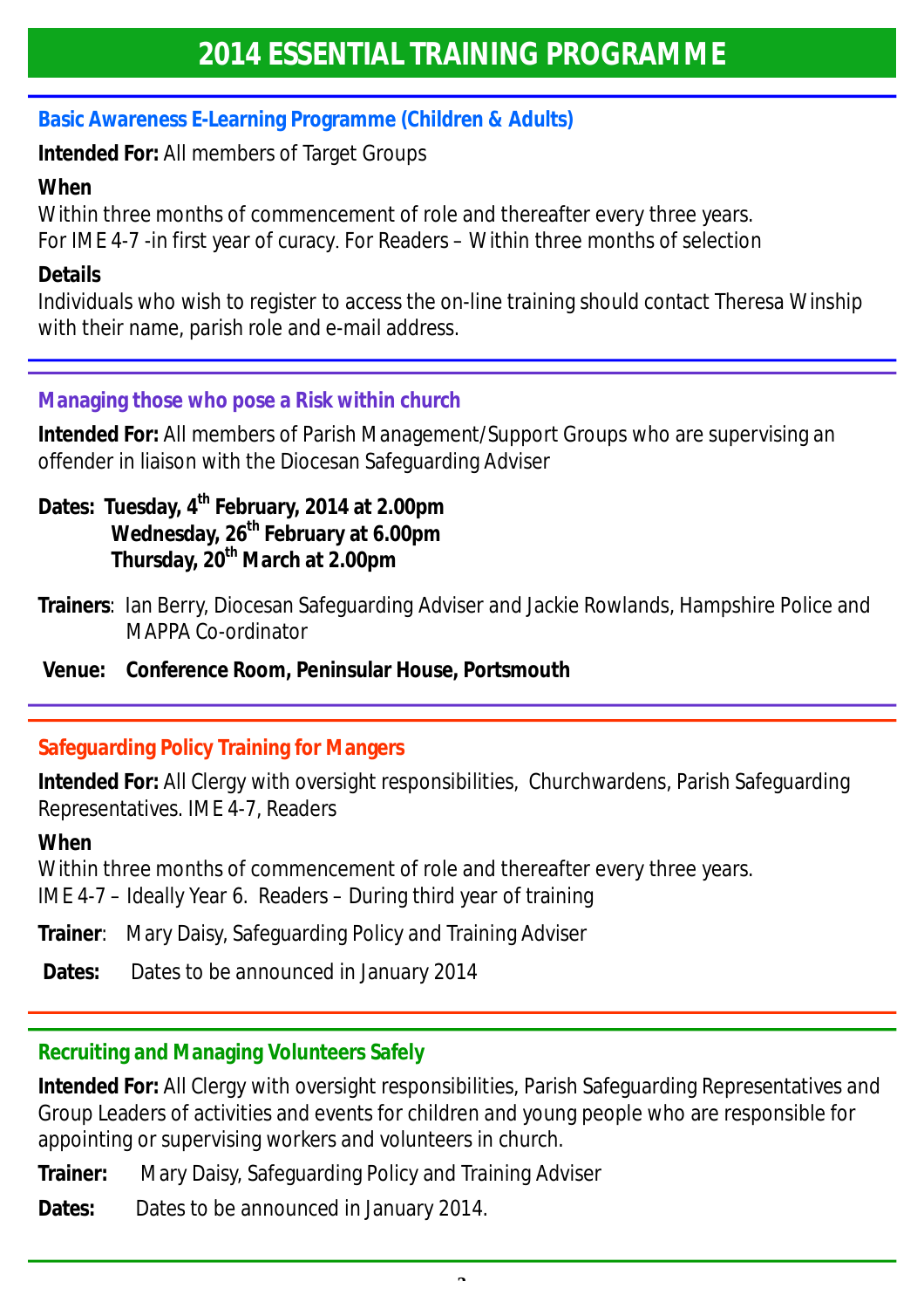# 2014 ESSENTIAL TRAINING PROGRAMME

## Basic Awareness E-Learning Programme (Children & Adults)

**Intended For:** All members of Target Groups

**When**

Within three months of commencement of role and thereafter every three years.
For IME 4-7 -in first year of curacy. For Readers – Within three months of selection

**Details**

Individuals who wish to register to access the on-line training should contact Theresa Winship with their name, parish role and e-mail address.

## Managing those who pose a Risk within church

**Intended For:** All members of Parish Management/Support Groups who are supervising an offender in liaison with the Diocesan Safeguarding Adviser

**Dates: Tuesday, 4th February, 2014 at 2.00pm**
**Wednesday, 26th February at 6.00pm**
**Thursday, 20th March at 2.00pm**

**Trainers**: Ian Berry, Diocesan Safeguarding Adviser and Jackie Rowlands, Hampshire Police and MAPPA Co-ordinator

**Venue: Conference Room, Peninsular House, Portsmouth**

## Safeguarding Policy Training for Mangers

**Intended For:** All Clergy with oversight responsibilities, Churchwardens, Parish Safeguarding Representatives. IME 4-7, Readers

**When**

Within three months of commencement of role and thereafter every three years.
IME 4-7 – Ideally Year 6. Readers – During third year of training

**Trainer**: Mary Daisy, Safeguarding Policy and Training Adviser

**Dates:** Dates to be announced in January 2014

## Recruiting and Managing Volunteers Safely

**Intended For:** All Clergy with oversight responsibilities, Parish Safeguarding Representatives and Group Leaders of activities and events for children and young people who are responsible for appointing or supervising workers and volunteers in church.

**Trainer:** Mary Daisy, Safeguarding Policy and Training Adviser

**Dates:** Dates to be announced in January 2014.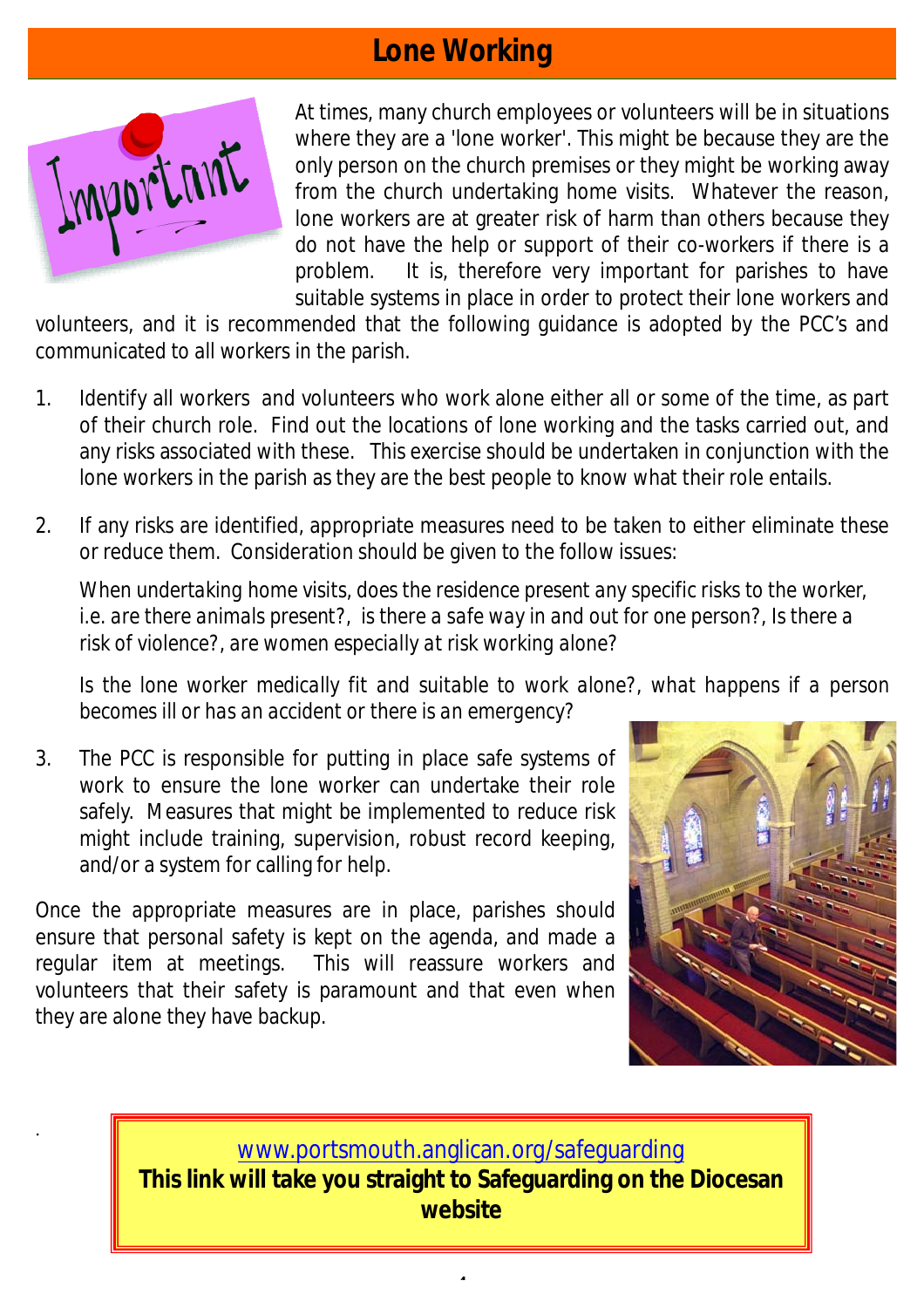# Lone Working

At times, many church employees or volunteers will be in situations where they are a 'lone worker'. This might be because they are the only person on the church premises or they might be working away from the church undertaking home visits. Whatever the reason, lone workers are at greater risk of harm than others because they do not have the help or support of their co-workers if there is a problem. It is, therefore very important for parishes to have suitable systems in place in order to protect their lone workers and volunteers, and it is recommended that the following guidance is adopted by the PCC's and communicated to all workers in the parish.

1. Identify all workers and volunteers who work alone either all or some of the time, as part of their church role. Find out the locations of lone working and the tasks carried out, and any risks associated with these. This exercise should be undertaken in conjunction with the lone workers in the parish as they are the best people to know what their role entails.

2. If any risks are identified, appropriate measures need to be taken to either eliminate these or reduce them. Consideration should be given to the follow issues:

   When undertaking home visits, does the residence present any specific risks to the worker, i.e. are there animals present?, is there a safe way in and out for one person?, Is there a risk of violence?, are women especially at risk working alone?

   Is the lone worker medically fit and suitable to work alone?, what happens if a person becomes ill or has an accident or there is an emergency?

3. The PCC is responsible for putting in place safe systems of work to ensure the lone worker can undertake their role safely. Measures that might be implemented to reduce risk might include training, supervision, robust record keeping, and/or a system for calling for help.

Once the appropriate measures are in place, parishes should ensure that personal safety is kept on the agenda, and made a regular item at meetings. This will reassure workers and volunteers that their safety is paramount and that even when they are alone they have backup.

www.portsmouth.anglican.org/safeguarding
**This link will take you straight to Safeguarding on the Diocesan website**